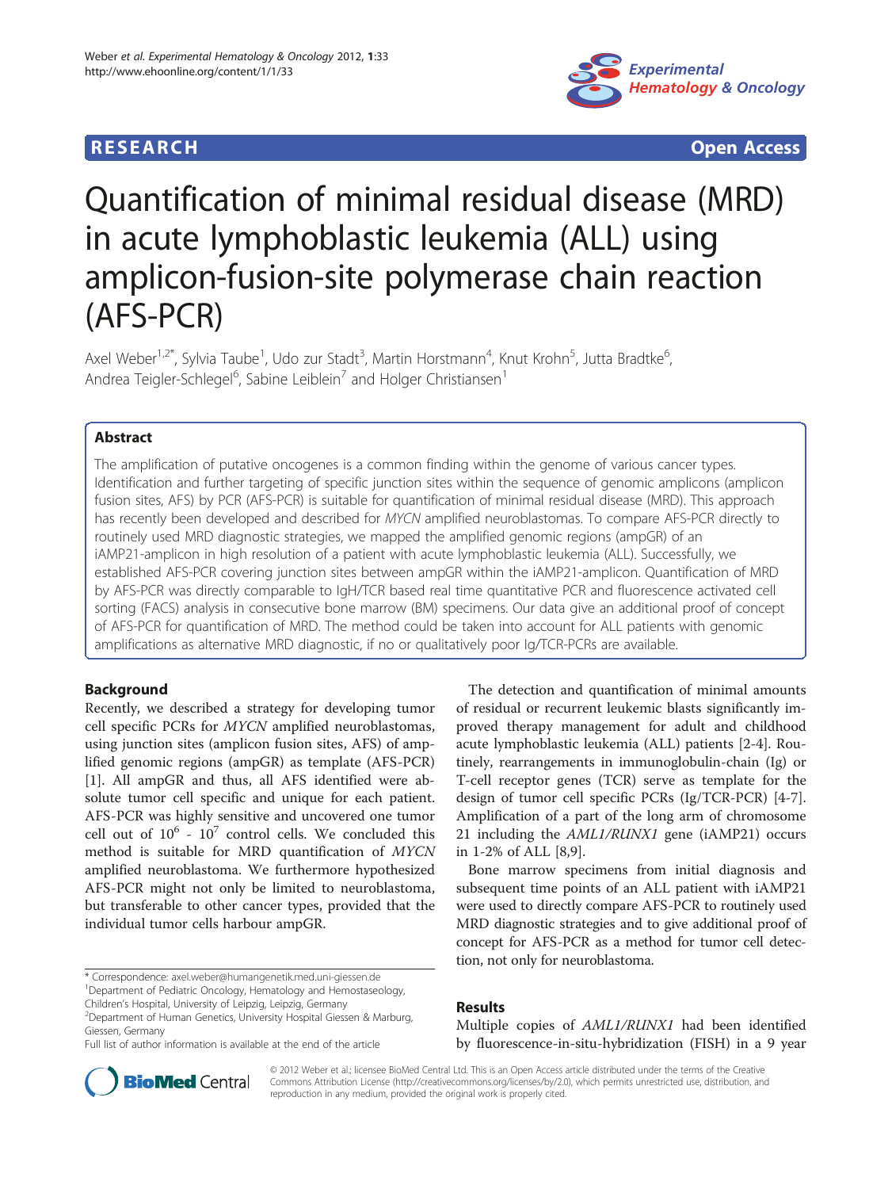**RESEARCH** **Open Access**

# Quantification of minimal residual disease (MRD) in acute lymphoblastic leukemia (ALL) using amplicon-fusion-site polymerase chain reaction (AFS-PCR)

Axel Weber[1,2*], Sylvia Taube[1], Udo zur Stadt[3], Martin Horstmann[4], Knut Krohn[5], Jutta Bradtke[6], Andrea Teigler-Schlegel[6], Sabine Leiblein[7] and Holger Christiansen[1]

## Abstract

The amplification of putative oncogenes is a common finding within the genome of various cancer types. Identification and further targeting of specific junction sites within the sequence of genomic amplicons (amplicon fusion sites, AFS) by PCR (AFS-PCR) is suitable for quantification of minimal residual disease (MRD). This approach has recently been developed and described for *MYCN* amplified neuroblastomas. To compare AFS-PCR directly to routinely used MRD diagnostic strategies, we mapped the amplified genomic regions (ampGR) of an iAMP21-amplicon in high resolution of a patient with acute lymphoblastic leukemia (ALL). Successfully, we established AFS-PCR covering junction sites between ampGR within the iAMP21-amplicon. Quantification of MRD by AFS-PCR was directly comparable to IgH/TCR based real time quantitative PCR and fluorescence activated cell sorting (FACS) analysis in consecutive bone marrow (BM) specimens. Our data give an additional proof of concept of AFS-PCR for quantification of MRD. The method could be taken into account for ALL patients with genomic amplifications as alternative MRD diagnostic, if no or qualitatively poor Ig/TCR-PCRs are available.

## Background

Recently, we described a strategy for developing tumor cell specific PCRs for *MYCN* amplified neuroblastomas, using junction sites (amplicon fusion sites, AFS) of amplified genomic regions (ampGR) as template (AFS-PCR) [1]. All ampGR and thus, all AFS identified were absolute tumor cell specific and unique for each patient. AFS-PCR was highly sensitive and uncovered one tumor cell out of $10^6$ - $10^7$ control cells. We concluded this method is suitable for MRD quantification of *MYCN* amplified neuroblastoma. We furthermore hypothesized AFS-PCR might not only be limited to neuroblastoma, but transferable to other cancer types, provided that the individual tumor cells harbour ampGR.

The detection and quantification of minimal amounts of residual or recurrent leukemic blasts significantly improved therapy management for adult and childhood acute lymphoblastic leukemia (ALL) patients [2-4]. Routinely, rearrangements in immunoglobulin-chain (Ig) or T-cell receptor genes (TCR) serve as template for the design of tumor cell specific PCRs (Ig/TCR-PCR) [4-7]. Amplification of a part of the long arm of chromosome 21 including the *AML1/RUNX1* gene (iAMP21) occurs in 1-2% of ALL [8,9].

Bone marrow specimens from initial diagnosis and subsequent time points of an ALL patient with iAMP21 were used to directly compare AFS-PCR to routinely used MRD diagnostic strategies and to give additional proof of concept for AFS-PCR as a method for tumor cell detection, not only for neuroblastoma.

## Results

Multiple copies of *AML1/RUNX1* had been identified by fluorescence-in-situ-hybridization (FISH) in a 9 year

\* Correspondence: axel.weber@humangenetik.med.uni-giessen.de
[1]Department of Pediatric Oncology, Hematology and Hemostaseology, Children's Hospital, University of Leipzig, Leipzig, Germany
[2]Department of Human Genetics, University Hospital Giessen & Marburg, Giessen, Germany
Full list of author information is available at the end of the article

© 2012 Weber et al.; licensee BioMed Central Ltd. This is an Open Access article distributed under the terms of the Creative Commons Attribution License (http://creativecommons.org/licenses/by/2.0), which permits unrestricted use, distribution, and reproduction in any medium, provided the original work is properly cited.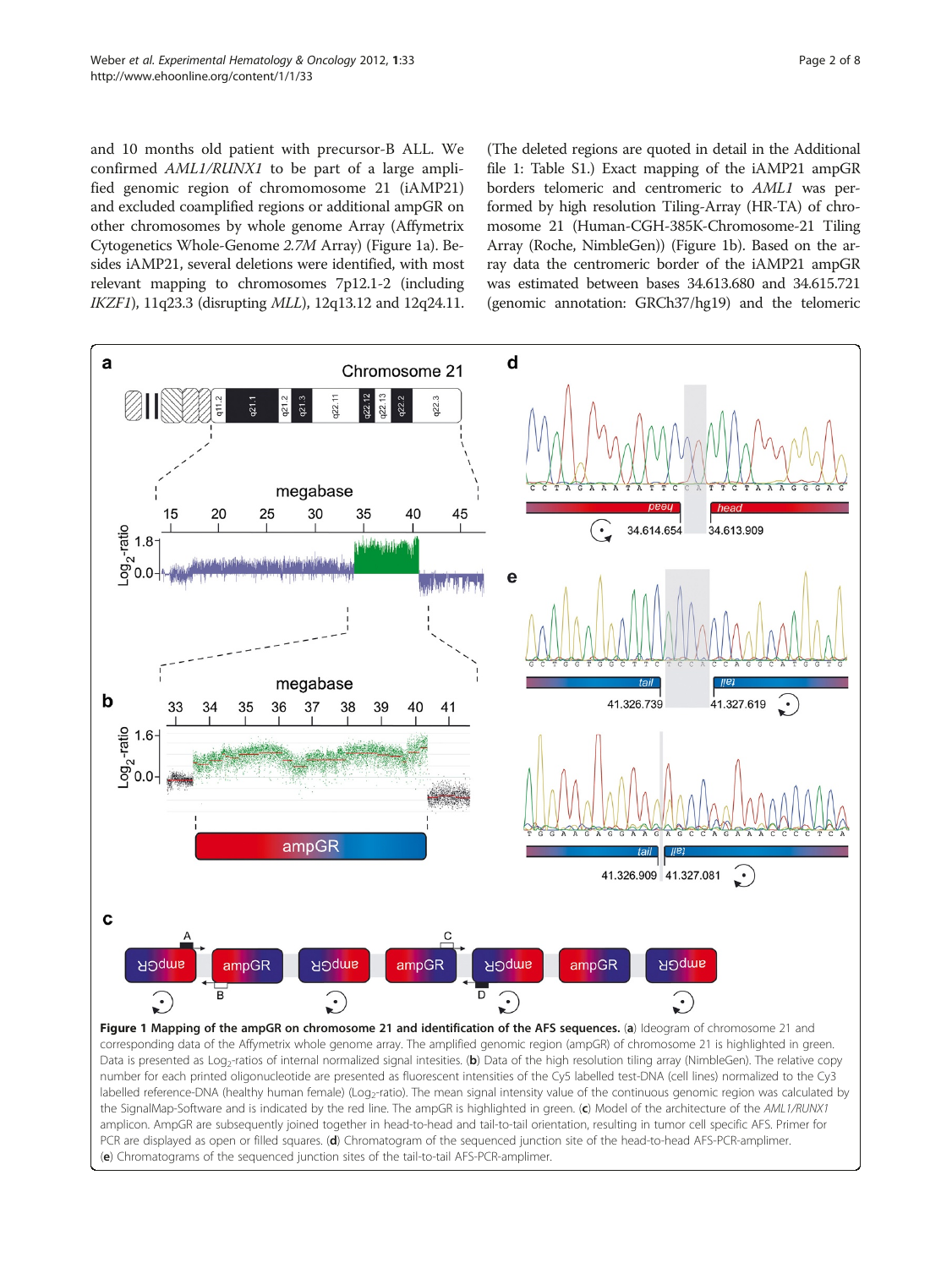and 10 months old patient with precursor-B ALL. We confirmed *AML1/RUNX1* to be part of a large amplified genomic region of chromomosome 21 (iAMP21) and excluded coamplified regions or additional ampGR on other chromosomes by whole genome Array (Affymetrix Cytogenetics Whole-Genome *2.7M* Array) (Figure 1a). Besides iAMP21, several deletions were identified, with most relevant mapping to chromosomes 7p12.1-2 (including *IKZF1*), 11q23.3 (disrupting *MLL*), 12q13.12 and 12q24.11. (The deleted regions are quoted in detail in the Additional file 1: Table S1.) Exact mapping of the iAMP21 ampGR borders telomeric and centromeric to *AML1* was performed by high resolution Tiling-Array (HR-TA) of chromosome 21 (Human-CGH-385K-Chromosome-21 Tiling Array (Roche, NimbleGen)) (Figure 1b). Based on the array data the centromeric border of the iAMP21 ampGR was estimated between bases 34.613.680 and 34.615.721 (genomic annotation: GRCh37/hg19) and the telomeric

**Figure 1 Mapping of the ampGR on chromosome 21 and identification of the AFS sequences.** (**a**) Ideogram of chromosome 21 and corresponding data of the Affymetrix whole genome array. The amplified genomic region (ampGR) of chromosome 21 is highlighted in green. Data is presented as $Log_2$-ratios of internal normalized signal intesities. (**b**) Data of the high resolution tiling array (NimbleGen). The relative copy number for each printed oligonucleotide are presented as fluorescent intensities of the Cy5 labelled test-DNA (cell lines) normalized to the Cy3 labelled reference-DNA (healthy human female) ($Log_2$-ratio). The mean signal intensity value of the continuous genomic region was calculated by the SignalMap-Software and is indicated by the red line. The ampGR is highlighted in green. (**c**) Model of the architecture of the *AML1/RUNX1* amplicon. AmpGR are subsequently joined together in head-to-head and tail-to-tail orientation, resulting in tumor cell specific AFS. Primer for PCR are displayed as open or filled squares. (**d**) Chromatogram of the sequenced junction site of the head-to-head AFS-PCR-amplimer. (**e**) Chromatograms of the sequenced junction sites of the tail-to-tail AFS-PCR-amplimer.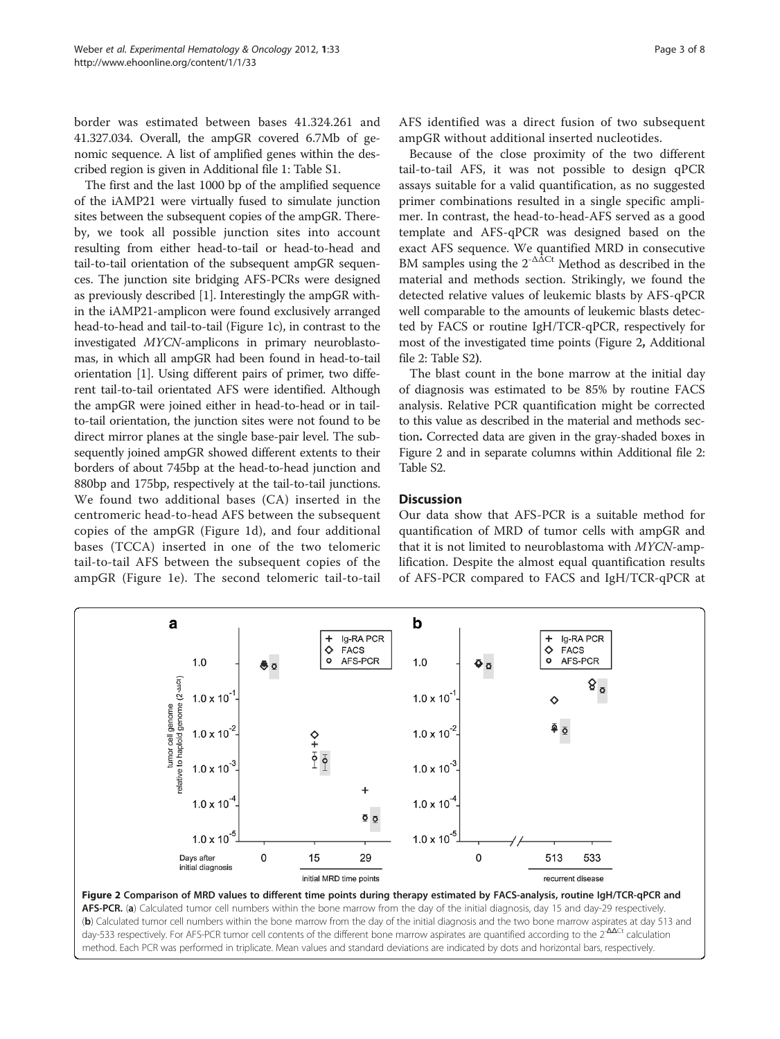border was estimated between bases 41.324.261 and 41.327.034. Overall, the ampGR covered 6.7Mb of genomic sequence. A list of amplified genes within the described region is given in Additional file 1: Table S1.

The first and the last 1000 bp of the amplified sequence of the iAMP21 were virtually fused to simulate junction sites between the subsequent copies of the ampGR. Thereby, we took all possible junction sites into account resulting from either head-to-tail or head-to-head and tail-to-tail orientation of the subsequent ampGR sequences. The junction site bridging AFS-PCRs were designed as previously described [1]. Interestingly the ampGR within the iAMP21-amplicon were found exclusively arranged head-to-head and tail-to-tail (Figure 1c), in contrast to the investigated *MYCN*-amplicons in primary neuroblastomas, in which all ampGR had been found in head-to-tail orientation [1]. Using different pairs of primer, two different tail-to-tail orientated AFS were identified. Although the ampGR were joined either in head-to-head or in tail-to-tail orientation, the junction sites were not found to be direct mirror planes at the single base-pair level. The subsequently joined ampGR showed different extents to their borders of about 745bp at the head-to-head junction and 880bp and 175bp, respectively at the tail-to-tail junctions. We found two additional bases (CA) inserted in the centromeric head-to-head AFS between the subsequent copies of the ampGR (Figure 1d), and four additional bases (TCCA) inserted in one of the two telomeric tail-to-tail AFS between the subsequent copies of the ampGR (Figure 1e). The second telomeric tail-to-tail AFS identified was a direct fusion of two subsequent ampGR without additional inserted nucleotides.

Because of the close proximity of the two different tail-to-tail AFS, it was not possible to design qPCR assays suitable for a valid quantification, as no suggested primer combinations resulted in a single specific amplimer. In contrast, the head-to-head-AFS served as a good template and AFS-qPCR was designed based on the exact AFS sequence. We quantified MRD in consecutive BM samples using the $2^{-\Delta\Delta Ct}$ Method as described in the material and methods section. Strikingly, we found the detected relative values of leukemic blasts by AFS-qPCR well comparable to the amounts of leukemic blasts detected by FACS or routine IgH/TCR-qPCR, respectively for most of the investigated time points (Figure 2, Additional file 2: Table S2).

The blast count in the bone marrow at the initial day of diagnosis was estimated to be 85% by routine FACS analysis. Relative PCR quantification might be corrected to this value as described in the material and methods section. Corrected data are given in the gray-shaded boxes in Figure 2 and in separate columns within Additional file 2: Table S2.

## Discussion

Our data show that AFS-PCR is a suitable method for quantification of MRD of tumor cells with ampGR and that it is not limited to neuroblastoma with *MYCN*-amplification. Despite the almost equal quantification results of AFS-PCR compared to FACS and IgH/TCR-qPCR at

**Figure 2 Comparison of MRD values to different time points during therapy estimated by FACS-analysis, routine IgH/TCR-qPCR and AFS-PCR.** (**a**) Calculated tumor cell numbers within the bone marrow from the day of the initial diagnosis, day 15 and day-29 respectively. (**b**) Calculated tumor cell numbers within the bone marrow from the day of the initial diagnosis and the two bone marrow aspirates at day 513 and day-533 respectively. For AFS-PCR tumor cell contents of the different bone marrow aspirates are quantified according to the $2^{-\Delta\Delta Ct}$ calculation method. Each PCR was performed in triplicate. Mean values and standard deviations are indicated by dots and horizontal bars, respectively.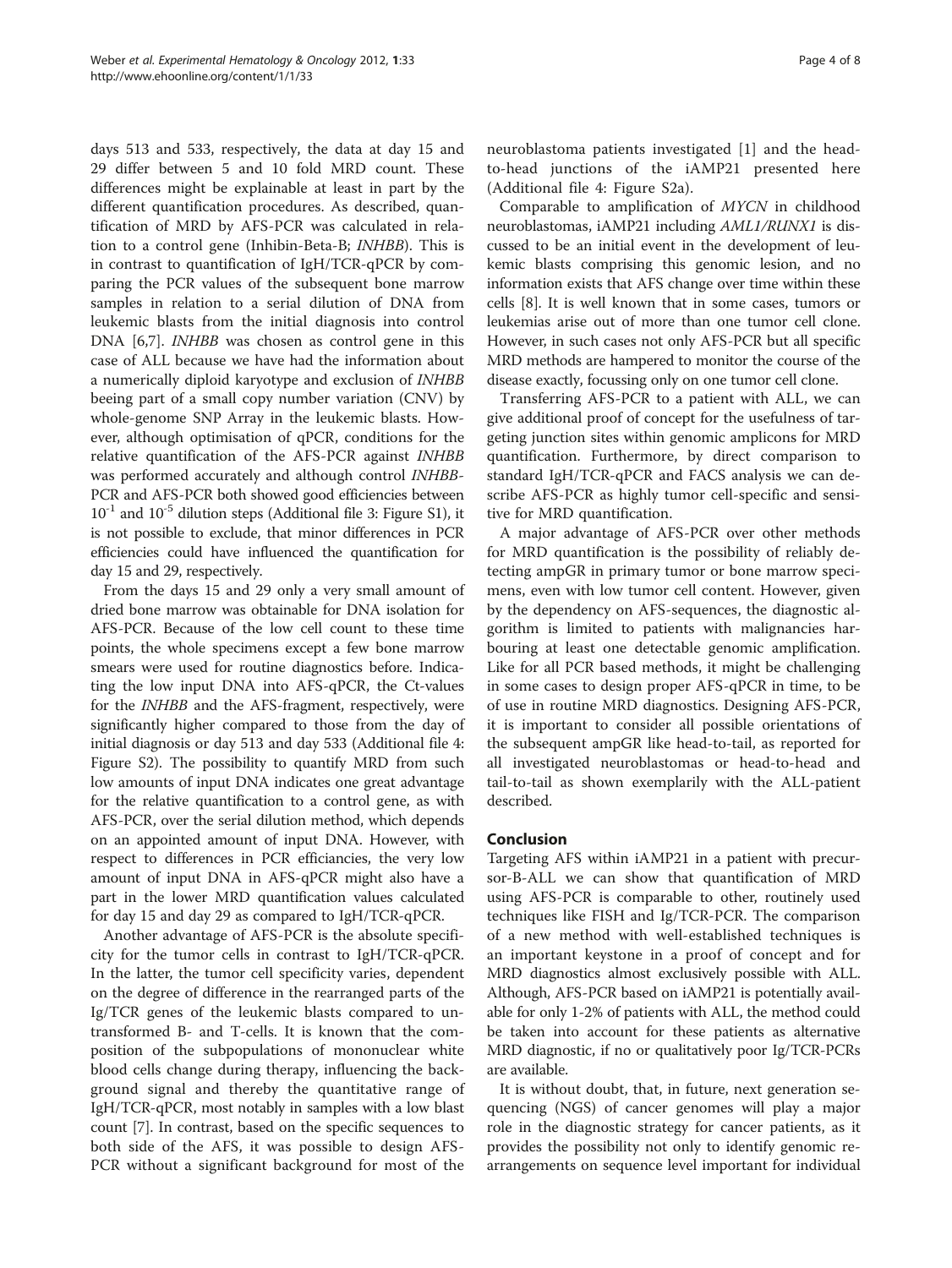days 513 and 533, respectively, the data at day 15 and 29 differ between 5 and 10 fold MRD count. These differences might be explainable at least in part by the different quantification procedures. As described, quantification of MRD by AFS-PCR was calculated in relation to a control gene (Inhibin-Beta-B; *INHBB*). This is in contrast to quantification of IgH/TCR-qPCR by comparing the PCR values of the subsequent bone marrow samples in relation to a serial dilution of DNA from leukemic blasts from the initial diagnosis into control DNA [6,7]. *INHBB* was chosen as control gene in this case of ALL because we have had the information about a numerically diploid karyotype and exclusion of *INHBB* beeing part of a small copy number variation (CNV) by whole-genome SNP Array in the leukemic blasts. However, although optimisation of qPCR, conditions for the relative quantification of the AFS-PCR against *INHBB* was performed accurately and although control *INHBB*-PCR and AFS-PCR both showed good efficiencies between $10^{-1}$ and $10^{-5}$ dilution steps (Additional file 3: Figure S1), it is not possible to exclude, that minor differences in PCR efficiencies could have influenced the quantification for day 15 and 29, respectively.

From the days 15 and 29 only a very small amount of dried bone marrow was obtainable for DNA isolation for AFS-PCR. Because of the low cell count to these time points, the whole specimens except a few bone marrow smears were used for routine diagnostics before. Indicating the low input DNA into AFS-qPCR, the Ct-values for the *INHBB* and the AFS-fragment, respectively, were significantly higher compared to those from the day of initial diagnosis or day 513 and day 533 (Additional file 4: Figure S2). The possibility to quantify MRD from such low amounts of input DNA indicates one great advantage for the relative quantification to a control gene, as with AFS-PCR, over the serial dilution method, which depends on an appointed amount of input DNA. However, with respect to differences in PCR efficiancies, the very low amount of input DNA in AFS-qPCR might also have a part in the lower MRD quantification values calculated for day 15 and day 29 as compared to IgH/TCR-qPCR.

Another advantage of AFS-PCR is the absolute specificity for the tumor cells in contrast to IgH/TCR-qPCR. In the latter, the tumor cell specificity varies, dependent on the degree of difference in the rearranged parts of the Ig/TCR genes of the leukemic blasts compared to untransformed B- and T-cells. It is known that the composition of the subpopulations of mononuclear white blood cells change during therapy, influencing the background signal and thereby the quantitative range of IgH/TCR-qPCR, most notably in samples with a low blast count [7]. In contrast, based on the specific sequences to both side of the AFS, it was possible to design AFS-PCR without a significant background for most of the neuroblastoma patients investigated [1] and the head-to-head junctions of the iAMP21 presented here (Additional file 4: Figure S2a).

Comparable to amplification of *MYCN* in childhood neuroblastomas, iAMP21 including *AML1/RUNX1* is discussed to be an initial event in the development of leukemic blasts comprising this genomic lesion, and no information exists that AFS change over time within these cells [8]. It is well known that in some cases, tumors or leukemias arise out of more than one tumor cell clone. However, in such cases not only AFS-PCR but all specific MRD methods are hampered to monitor the course of the disease exactly, focussing only on one tumor cell clone.

Transferring AFS-PCR to a patient with ALL, we can give additional proof of concept for the usefulness of targeting junction sites within genomic amplicons for MRD quantification. Furthermore, by direct comparison to standard IgH/TCR-qPCR and FACS analysis we can describe AFS-PCR as highly tumor cell-specific and sensitive for MRD quantification.

A major advantage of AFS-PCR over other methods for MRD quantification is the possibility of reliably detecting ampGR in primary tumor or bone marrow specimens, even with low tumor cell content. However, given by the dependency on AFS-sequences, the diagnostic algorithm is limited to patients with malignancies harbouring at least one detectable genomic amplification. Like for all PCR based methods, it might be challenging in some cases to design proper AFS-qPCR in time, to be of use in routine MRD diagnostics. Designing AFS-PCR, it is important to consider all possible orientations of the subsequent ampGR like head-to-tail, as reported for all investigated neuroblastomas or head-to-head and tail-to-tail as shown exemplarily with the ALL-patient described.

## Conclusion

Targeting AFS within iAMP21 in a patient with precursor-B-ALL we can show that quantification of MRD using AFS-PCR is comparable to other, routinely used techniques like FISH and Ig/TCR-PCR. The comparison of a new method with well-established techniques is an important keystone in a proof of concept and for MRD diagnostics almost exclusively possible with ALL. Although, AFS-PCR based on iAMP21 is potentially available for only 1-2% of patients with ALL, the method could be taken into account for these patients as alternative MRD diagnostic, if no or qualitatively poor Ig/TCR-PCRs are available.

It is without doubt, that, in future, next generation sequencing (NGS) of cancer genomes will play a major role in the diagnostic strategy for cancer patients, as it provides the possibility not only to identify genomic rearrangements on sequence level important for individual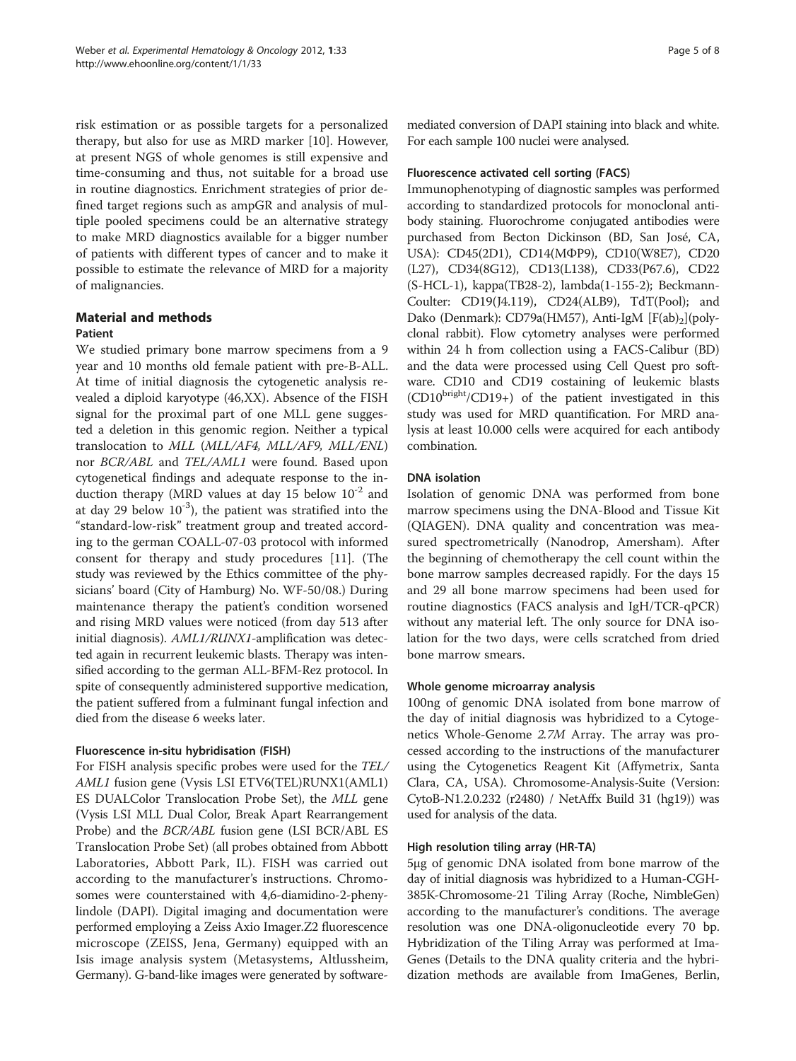risk estimation or as possible targets for a personalized therapy, but also for use as MRD marker [10]. However, at present NGS of whole genomes is still expensive and time-consuming and thus, not suitable for a broad use in routine diagnostics. Enrichment strategies of prior defined target regions such as ampGR and analysis of multiple pooled specimens could be an alternative strategy to make MRD diagnostics available for a bigger number of patients with different types of cancer and to make it possible to estimate the relevance of MRD for a majority of malignancies.

## Material and methods

### Patient

We studied primary bone marrow specimens from a 9 year and 10 months old female patient with pre-B-ALL. At time of initial diagnosis the cytogenetic analysis revealed a diploid karyotype (46,XX). Absence of the FISH signal for the proximal part of one MLL gene suggested a deletion in this genomic region. Neither a typical translocation to *MLL* (*MLL/AF4, MLL/AF9, MLL/ENL*) nor *BCR/ABL* and *TEL/AML1* were found. Based upon cytogenetical findings and adequate response to the induction therapy (MRD values at day 15 below $10^{-2}$ and at day 29 below $10^{-3}$), the patient was stratified into the "standard-low-risk" treatment group and treated according to the german COALL-07-03 protocol with informed consent for therapy and study procedures [11]. (The study was reviewed by the Ethics committee of the physicians' board (City of Hamburg) No. WF-50/08.) During maintenance therapy the patient's condition worsened and rising MRD values were noticed (from day 513 after initial diagnosis). *AML1/RUNX1*-amplification was detected again in recurrent leukemic blasts. Therapy was intensified according to the german ALL-BFM-Rez protocol. In spite of consequently administered supportive medication, the patient suffered from a fulminant fungal infection and died from the disease 6 weeks later.

### Fluorescence in-situ hybridisation (FISH)

For FISH analysis specific probes were used for the *TEL/AML1* fusion gene (Vysis LSI ETV6(TEL)RUNX1(AML1) ES DUALColor Translocation Probe Set), the *MLL* gene (Vysis LSI MLL Dual Color, Break Apart Rearrangement Probe) and the *BCR/ABL* fusion gene (LSI BCR/ABL ES Translocation Probe Set) (all probes obtained from Abbott Laboratories, Abbott Park, IL). FISH was carried out according to the manufacturer's instructions. Chromosomes were counterstained with 4,6-diamidino-2-phenylindole (DAPI). Digital imaging and documentation were performed employing a Zeiss Axio Imager.Z2 fluorescence microscope (ZEISS, Jena, Germany) equipped with an Isis image analysis system (Metasystems, Altlussheim, Germany). G-band-like images were generated by software-mediated conversion of DAPI staining into black and white. For each sample 100 nuclei were analysed.

### Fluorescence activated cell sorting (FACS)

Immunophenotyping of diagnostic samples was performed according to standardized protocols for monoclonal antibody staining. Fluorochrome conjugated antibodies were purchased from Becton Dickinson (BD, San José, CA, USA): CD45(2D1), CD14(MΦP9), CD10(W8E7), CD20 (L27), CD34(8G12), CD13(L138), CD33(P67.6), CD22 (S-HCL-1), kappa(TB28-2), lambda(1-155-2); Beckmann-Coulter: CD19(J4.119), CD24(ALB9), TdT(Pool); and Dako (Denmark): CD79a(HM57), Anti-IgM $[F(ab)_2]$(polyclonal rabbit). Flow cytometry analyses were performed within 24 h from collection using a FACS-Calibur (BD) and the data were processed using Cell Quest pro software. CD10 and CD19 costaining of leukemic blasts ($CD10^{bright}$/CD19+) of the patient investigated in this study was used for MRD quantification. For MRD analysis at least 10.000 cells were acquired for each antibody combination.

### DNA isolation

Isolation of genomic DNA was performed from bone marrow specimens using the DNA-Blood and Tissue Kit (QIAGEN). DNA quality and concentration was measured spectrometrically (Nanodrop, Amersham). After the beginning of chemotherapy the cell count within the bone marrow samples decreased rapidly. For the days 15 and 29 all bone marrow specimens had been used for routine diagnostics (FACS analysis and IgH/TCR-qPCR) without any material left. The only source for DNA isolation for the two days, were cells scratched from dried bone marrow smears.

### Whole genome microarray analysis

100ng of genomic DNA isolated from bone marrow of the day of initial diagnosis was hybridized to a Cytogenetics Whole-Genome *2.7M* Array. The array was processed according to the instructions of the manufacturer using the Cytogenetics Reagent Kit (Affymetrix, Santa Clara, CA, USA). Chromosome-Analysis-Suite (Version: CytoB-N1.2.0.232 (r2480) / NetAffx Build 31 (hg19)) was used for analysis of the data.

### High resolution tiling array (HR-TA)

5μg of genomic DNA isolated from bone marrow of the day of initial diagnosis was hybridized to a Human-CGH-385K-Chromosome-21 Tiling Array (Roche, NimbleGen) according to the manufacturer's conditions. The average resolution was one DNA-oligonucleotide every 70 bp. Hybridization of the Tiling Array was performed at ImaGenes (Details to the DNA quality criteria and the hybridization methods are available from ImaGenes, Berlin,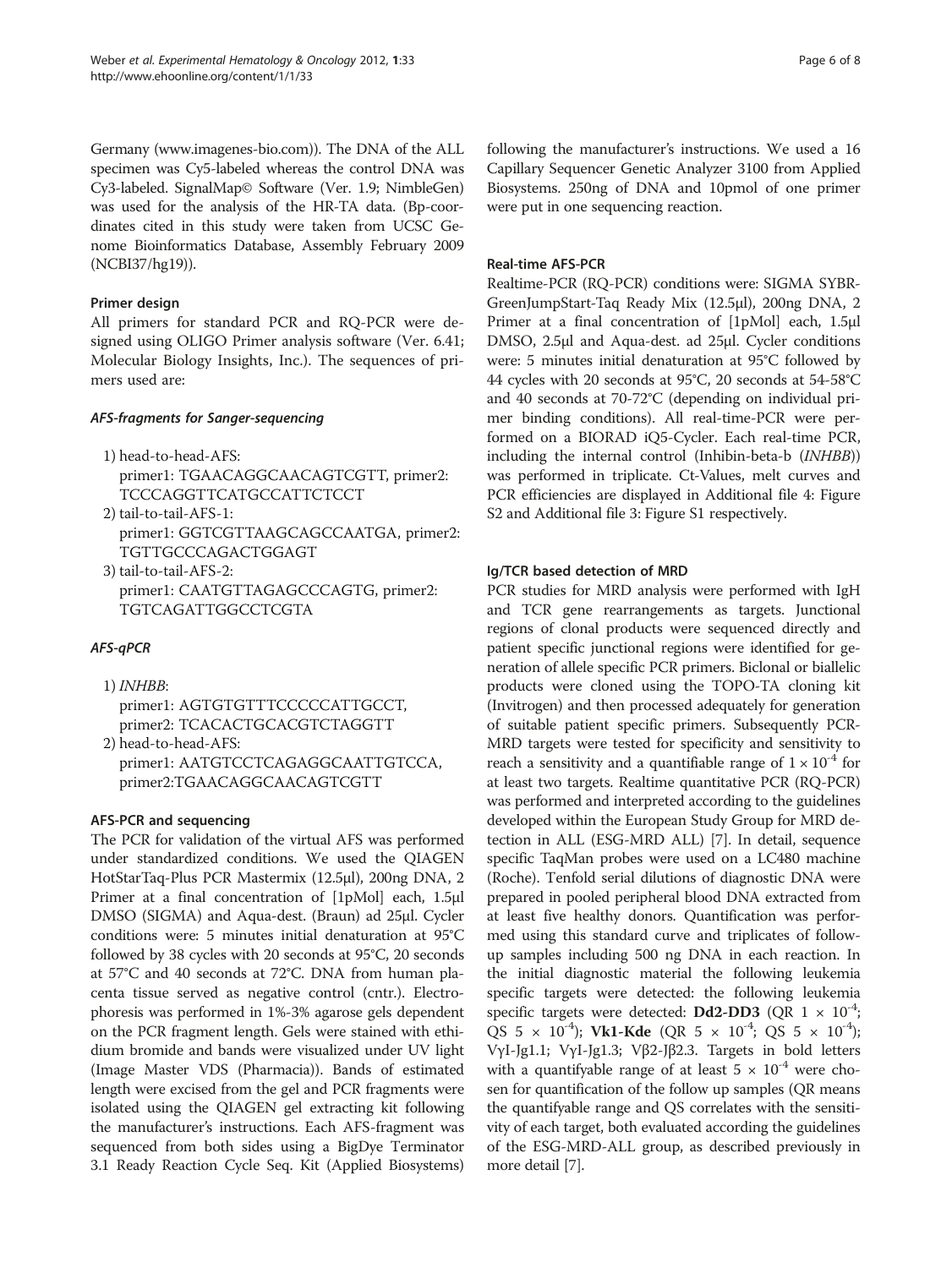Germany (www.imagenes-bio.com)). The DNA of the ALL specimen was Cy5-labeled whereas the control DNA was Cy3-labeled. SignalMap© Software (Ver. 1.9; NimbleGen) was used for the analysis of the HR-TA data. (Bp-coordinates cited in this study were taken from UCSC Genome Bioinformatics Database, Assembly February 2009 (NCBI37/hg19)).

### Primer design

All primers for standard PCR and RQ-PCR were designed using OLIGO Primer analysis software (Ver. 6.41; Molecular Biology Insights, Inc.). The sequences of primers used are:

#### *AFS-fragments for Sanger-sequencing*

1) head-to-head-AFS:
   primer1: TGAACAGGCAACAGTCGTT, primer2: TCCCAGGTTCATGCCATTCTCCT
2) tail-to-tail-AFS-1:
   primer1: GGTCGTTAAGCAGCCAATGA, primer2: TGTTGCCCCAGACTGGAGT
3) tail-to-tail-AFS-2:
   primer1: CAATGTTAGAGCCCAGTG, primer2: TGTCAGATTGGCCTCGTA

#### *AFS-qPCR*

1) *INHBB*:
   primer1: AGTGTGTTTCCCCCATTGCCT, primer2: TCACACTGCACGTCTAGGTT
2) head-to-head-AFS:
   primer1: AATGTCCTCAGAGGCAATTGTCCA, primer2:TGAACAGGCAACAGTCGTT

### AFS-PCR and sequencing

The PCR for validation of the virtual AFS was performed under standardized conditions. We used the QIAGEN HotStarTaq-Plus PCR Mastermix (12.5µl), 200ng DNA, 2 Primer at a final concentration of [1pMol] each, 1.5µl DMSO (SIGMA) and Aqua-dest. (Braun) ad 25µl. Cycler conditions were: 5 minutes initial denaturation at 95°C followed by 38 cycles with 20 seconds at 95°C, 20 seconds at 57°C and 40 seconds at 72°C. DNA from human placenta tissue served as negative control (cntr.). Electrophoresis was performed in 1%-3% agarose gels dependent on the PCR fragment length. Gels were stained with ethidium bromide and bands were visualized under UV light (Image Master VDS (Pharmacia)). Bands of estimated length were excised from the gel and PCR fragments were isolated using the QIAGEN gel extracting kit following the manufacturer's instructions. Each AFS-fragment was sequenced from both sides using a BigDye Terminator 3.1 Ready Reaction Cycle Seq. Kit (Applied Biosystems) following the manufacturer's instructions. We used a 16 Capillary Sequencer Genetic Analyzer 3100 from Applied Biosystems. 250ng of DNA and 10pmol of one primer were put in one sequencing reaction.

### Real-time AFS-PCR

Realtime-PCR (RQ-PCR) conditions were: SIGMA SYBR-GreenJumpStart-Taq Ready Mix (12.5µl), 200ng DNA, 2 Primer at a final concentration of [1pMol] each, 1.5µl DMSO, 2.5µl and Aqua-dest. ad 25µl. Cycler conditions were: 5 minutes initial denaturation at 95°C followed by 44 cycles with 20 seconds at 95°C, 20 seconds at 54-58°C and 40 seconds at 70-72°C (depending on individual primer binding conditions). All real-time-PCR were performed on a BIORAD iQ5-Cycler. Each real-time PCR, including the internal control (Inhibin-beta-b (*INHBB*)) was performed in triplicate. Ct-Values, melt curves and PCR efficiencies are displayed in Additional file 4: Figure S2 and Additional file 3: Figure S1 respectively.

### Ig/TCR based detection of MRD

PCR studies for MRD analysis were performed with IgH and TCR gene rearrangements as targets. Junctional regions of clonal products were sequenced directly and patient specific junctional regions were identified for generation of allele specific PCR primers. Biclonal or biallelic products were cloned using the TOPO-TA cloning kit (Invitrogen) and then processed adequately for generation of suitable patient specific primers. Subsequently PCR-MRD targets were tested for specificity and sensitivity to reach a sensitivity and a quantifiable range of $1 \times 10^{-4}$ for at least two targets. Realtime quantitative PCR (RQ-PCR) was performed and interpreted according to the guidelines developed within the European Study Group for MRD detection in ALL (ESG-MRD ALL) [7]. In detail, sequence specific TaqMan probes were used on a LC480 machine (Roche). Tenfold serial dilutions of diagnostic DNA were prepared in pooled peripheral blood DNA extracted from at least five healthy donors. Quantification was performed using this standard curve and triplicates of follow-up samples including 500 ng DNA in each reaction. In the initial diagnostic material the following leukemia specific targets were detected: the following leukemia specific targets were detected: **Dd2-DD3** (QR $1 \times 10^{-4}$; QS $5 \times 10^{-4}$); **Vk1-Kde** (QR $5 \times 10^{-4}$; QS $5 \times 10^{-4}$); VγI-Jg1.1; VγI-Jg1.3; Vβ2-Jβ2.3. Targets in bold letters with a quantifyable range of at least $5 \times 10^{-4}$ were chosen for quantification of the follow up samples (QR means the quantifyable range and QS correlates with the sensitivity of each target, both evaluated according the guidelines of the ESG-MRD-ALL group, as described previously in more detail [7].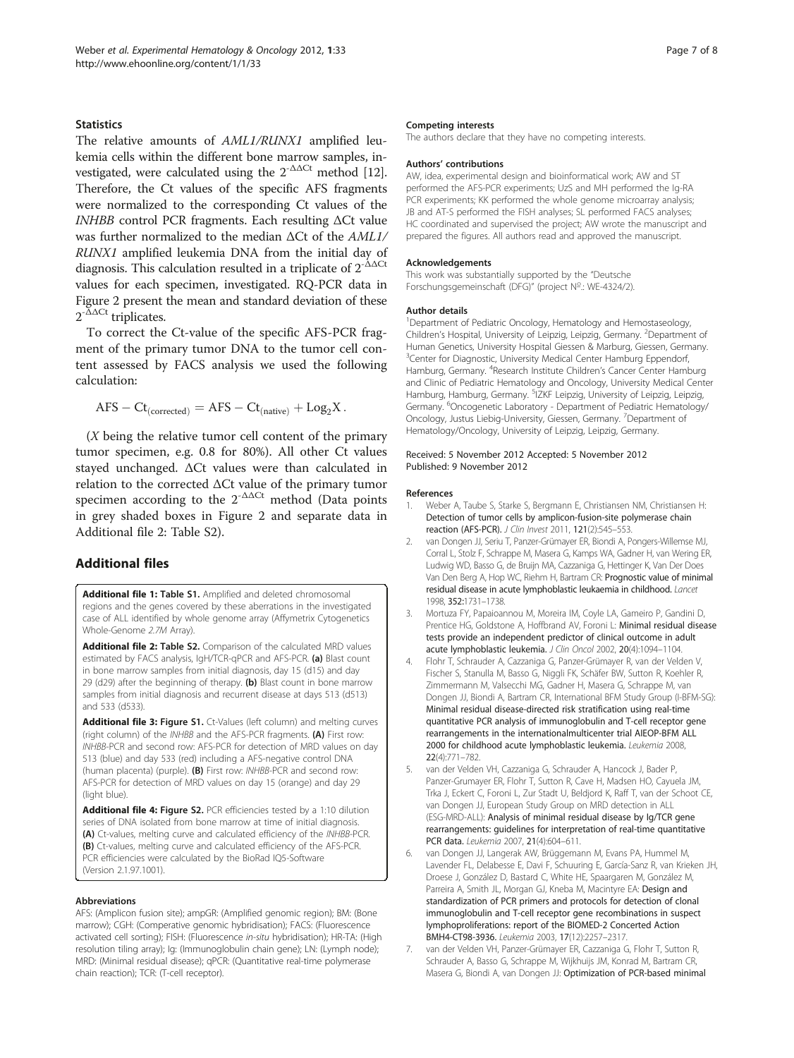### Statistics

The relative amounts of *AML1/RUNX1* amplified leukemia cells within the different bone marrow samples, investigated, were calculated using the $2^{-\Delta\Delta Ct}$ method [12]. Therefore, the Ct values of the specific AFS fragments were normalized to the corresponding Ct values of the *INHBB* control PCR fragments. Each resulting ΔCt value was further normalized to the median ΔCt of the *AML1/RUNX1* amplified leukemia DNA from the initial day of diagnosis. This calculation resulted in a triplicate of $2^{-\Delta\Delta Ct}$ values for each specimen, investigated. RQ-PCR data in Figure 2 present the mean and standard deviation of these $2^{-\Delta\Delta Ct}$ triplicates.

To correct the Ct-value of the specific AFS-PCR fragment of the primary tumor DNA to the tumor cell content assessed by FACS analysis we used the following calculation:

$$\mathrm{AFS} - \mathrm{Ct}_{(\mathrm{corrected})} = \mathrm{AFS} - \mathrm{Ct}_{(\mathrm{native})} + \mathrm{Log}_2 X\,.$$

($X$ being the relative tumor cell content of the primary tumor specimen, e.g. 0.8 for 80%). All other Ct values stayed unchanged. ΔCt values were than calculated in relation to the corrected ΔCt value of the primary tumor specimen according to the $2^{-\Delta\Delta Ct}$ method (Data points in grey shaded boxes in Figure 2 and separate data in Additional file 2: Table S2).

## Additional files

**Additional file 1: Table S1.** Amplified and deleted chromosomal regions and the genes covered by these aberrations in the investigated case of ALL identified by whole genome array (Affymetrix Cytogenetics Whole-Genome *2.7M* Array).

**Additional file 2: Table S2.** Comparison of the calculated MRD values estimated by FACS analysis, IgH/TCR-qPCR and AFS-PCR. **(a)** Blast count in bone marrow samples from initial diagnosis, day 15 (d15) and day 29 (d29) after the beginning of therapy. **(b)** Blast count in bone marrow samples from initial diagnosis and recurrent disease at days 513 (d513) and 533 (d533).

**Additional file 3: Figure S1.** Ct-Values (left column) and melting curves (right column) of the *INHBB* and the AFS-PCR fragments. **(A)** First row: *INHBB*-PCR and second row: AFS-PCR for detection of MRD values on day 513 (blue) and day 533 (red) including a AFS-negative control DNA (human placenta) (purple). **(B)** First row: *INHBB*-PCR and second row: AFS-PCR for detection of MRD values on day 15 (orange) and day 29 (light blue).

**Additional file 4: Figure S2.** PCR efficiencies tested by a 1:10 dilution series of DNA isolated from bone marrow at time of initial diagnosis. **(A)** Ct-values, melting curve and calculated efficiency of the *INHBB*-PCR. **(B)** Ct-values, melting curve and calculated efficiency of the AFS-PCR. PCR efficiencies were calculated by the BioRad IQ5-Software (Version 2.1.97.1001).

#### Abbreviations

AFS: (Amplicon fusion site); ampGR: (Amplified genomic region); BM: (Bone marrow); CGH: (Comperative genomic hybridisation); FACS: (Fluorescence activated cell sorting); FISH: (Fluorescence *in-situ* hybridisation); HR-TA: (High resolution tiling array); Ig: (Immunoglobulin chain gene); LN: (Lymph node); MRD: (Minimal residual disease); qPCR: (Quantitative real-time polymerase chain reaction); TCR: (T-cell receptor).

#### Competing interests

The authors declare that they have no competing interests.

#### Authors' contributions

AW, idea, experimental design and bioinformatical work; AW and ST performed the AFS-PCR experiments; UzS and MH performed the Ig-RA PCR experiments; KK performed the whole genome microarray analysis; JB and AT-S performed the FISH analyses; SL performed FACS analyses; HC coordinated and supervised the project; AW wrote the manuscript and prepared the figures. All authors read and approved the manuscript.

#### Acknowledgements

This work was substantially supported by the "Deutsche Forschungsgemeinschaft (DFG)" (project N°.: WE-4324/2).

#### Author details

[1]Department of Pediatric Oncology, Hematology and Hemostaseology, Children's Hospital, University of Leipzig, Leipzig, Germany. [2]Department of Human Genetics, University Hospital Giessen & Marburg, Giessen, Germany. [3]Center for Diagnostic, University Medical Center Hamburg Eppendorf, Hamburg, Germany. [4]Research Institute Children's Cancer Center Hamburg and Clinic of Pediatric Hematology and Oncology, University Medical Center Hamburg, Hamburg, Germany. [5]IZKF Leipzig, University of Leipzig, Leipzig, Germany. [6]Oncogenetic Laboratory - Department of Pediatric Hematology/Oncology, Justus Liebig-University, Giessen, Germany. [7]Department of Hematology/Oncology, University of Leipzig, Leipzig, Germany.

Received: 5 November 2012 Accepted: 5 November 2012
Published: 9 November 2012

#### References

1. Weber A, Taube S, Starke S, Bergmann E, Christiansen NM, Christiansen H: **Detection of tumor cells by amplicon-fusion-site polymerase chain reaction (AFS-PCR).** *J Clin Invest* 2011, **121**(2):545–553.
2. van Dongen JJ, Seriu T, Panzer-Grümayer ER, Biondi A, Pongers-Willemse MJ, Corral L, Stolz F, Schrappe M, Masera G, Kamps WA, Gadner H, van Wering ER, Ludwig WD, Basso G, de Bruijn MA, Cazzaniga G, Hettinger K, Van Der Does Van Den Berg A, Hop WC, Riehm H, Bartram CR: **Prognostic value of minimal residual disease in acute lymphoblastic leukaemia in childhood.** *Lancet* 1998, **352**:1731–1738.
3. Mortuza FY, Papaioannou M, Moreira IM, Coyle LA, Gameiro P, Gandini D, Prentice HG, Goldstone A, Hoffbrand AV, Foroni L: **Minimal residual disease tests provide an independent predictor of clinical outcome in adult acute lymphoblastic leukemia.** *J Clin Oncol* 2002, **20**(4):1094–1104.
4. Flohr T, Schrauder A, Cazzaniga G, Panzer-Grümayer R, van der Velden V, Fischer S, Stanulla M, Basso G, Niggli FK, Schäfer BW, Sutton R, Koehler R, Zimmermann M, Valsecchi MG, Gadner H, Masera G, Schrappe M, van Dongen JJ, Biondi A, Bartram CR, International BFM Study Group (I-BFM-SG): **Minimal residual disease-directed risk stratification using real-time quantitative PCR analysis of immunoglobulin and T-cell receptor gene rearrangements in the internationalmulticenter trial AIEOP-BFM ALL 2000 for childhood acute lymphoblastic leukemia.** *Leukemia* 2008, **22**(4):771–782.
5. van der Velden VH, Cazzaniga G, Schrauder A, Hancock J, Bader P, Panzer-Grumayer ER, Flohr T, Sutton R, Cave H, Madsen HO, Cayuela JM, Trka J, Eckert C, Foroni L, Zur Stadt U, Beldjord K, Raff T, van der Schoot CE, van Dongen JJ, European Study Group on MRD detection in ALL (ESG-MRD-ALL): **Analysis of minimal residual disease by Ig/TCR gene rearrangements: guidelines for interpretation of real-time quantitative PCR data.** *Leukemia* 2007, **21**(4):604–611.
6. van Dongen JJ, Langerak AW, Brüggemann M, Evans PA, Hummel M, Lavender FL, Delabesse E, Davi F, Schuuring E, García-Sanz R, van Krieken JH, Droese J, González D, Bastard C, White HE, Spaargaren M, González M, Parreira A, Smith JL, Morgan GJ, Kneba M, Macintyre EA: **Design and standardization of PCR primers and protocols for detection of clonal immunoglobulin and T-cell receptor gene recombinations in suspect lymphoproliferations: report of the BIOMED-2 Concerted Action BMH4-CT98-3936.** *Leukemia* 2003, **17**(12):2257–2317.
7. van der Velden VH, Panzer-Grümayer ER, Cazzaniga G, Flohr T, Sutton R, Schrauder A, Basso G, Schrappe M, Wijkhuijs JM, Konrad M, Bartram CR, Masera G, Biondi A, van Dongen JJ: **Optimization of PCR-based minimal**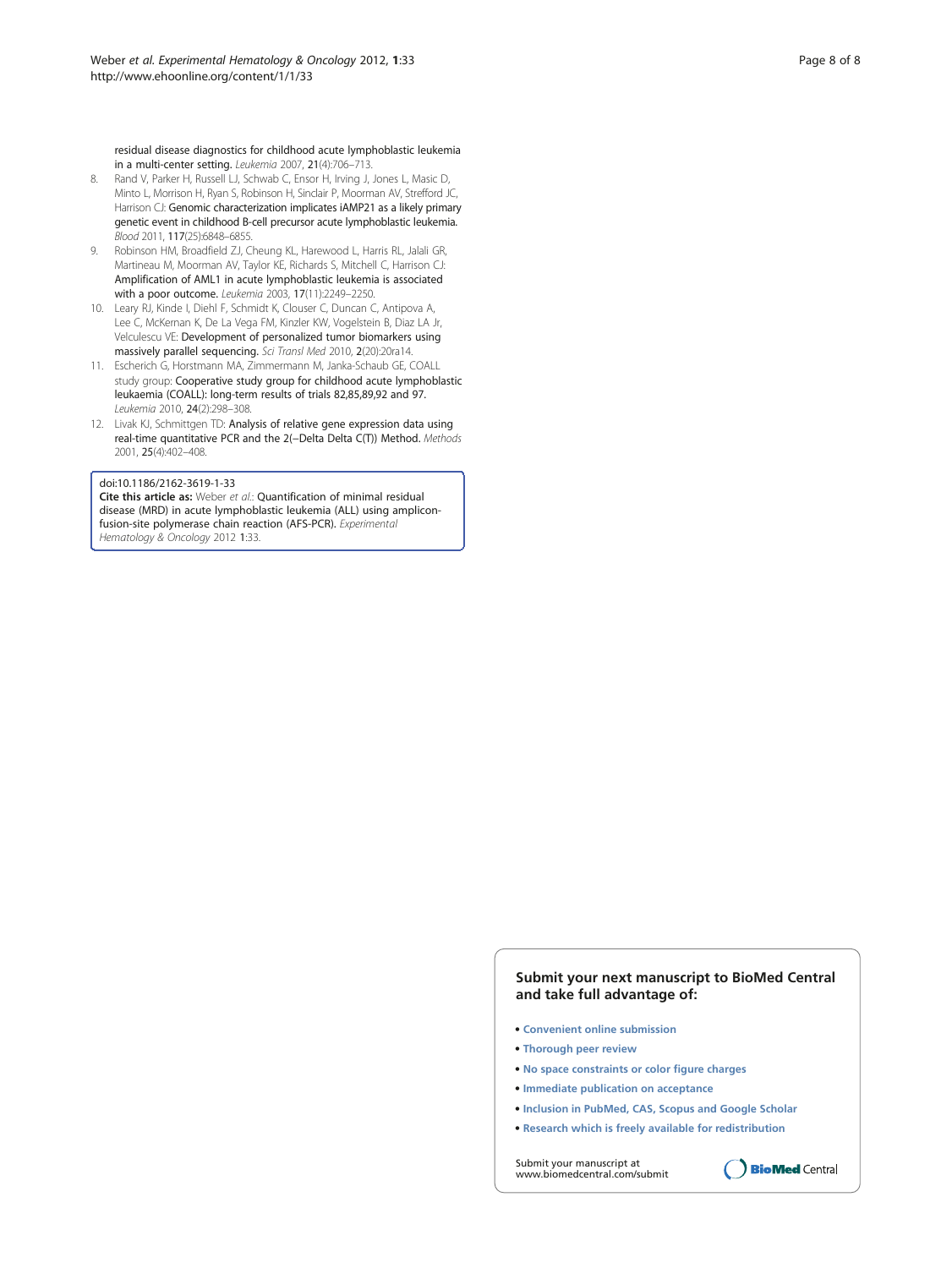residual disease diagnostics for childhood acute lymphoblastic leukemia in a multi-center setting. *Leukemia* 2007, **21**(4):706–713.

8. Rand V, Parker H, Russell LJ, Schwab C, Ensor H, Irving J, Jones L, Masic D, Minto L, Morrison H, Ryan S, Robinson H, Sinclair P, Moorman AV, Strefford JC, Harrison CJ: **Genomic characterization implicates iAMP21 as a likely primary genetic event in childhood B-cell precursor acute lymphoblastic leukemia.** *Blood* 2011, **117**(25):6848–6855.
9. Robinson HM, Broadfield ZJ, Cheung KL, Harewood L, Harris RL, Jalali GR, Martineau M, Moorman AV, Taylor KE, Richards S, Mitchell C, Harrison CJ: **Amplification of AML1 in acute lymphoblastic leukemia is associated with a poor outcome.** *Leukemia* 2003, **17**(11):2249–2250.
10. Leary RJ, Kinde I, Diehl F, Schmidt K, Clouser C, Duncan C, Antipova A, Lee C, McKernan K, De La Vega FM, Kinzler KW, Vogelstein B, Diaz LA Jr, Velculescu VE: **Development of personalized tumor biomarkers using massively parallel sequencing.** *Sci Transl Med* 2010, **2**(20):20ra14.
11. Escherich G, Horstmann MA, Zimmermann M, Janka-Schaub GE, COALL study group: **Cooperative study group for childhood acute lymphoblastic leukaemia (COALL): long-term results of trials 82,85,89,92 and 97.** *Leukemia* 2010, **24**(2):298–308.
12. Livak KJ, Schmittgen TD: **Analysis of relative gene expression data using real-time quantitative PCR and the 2(−Delta Delta C(T)) Method.** *Methods* 2001, **25**(4):402–408.

doi:10.1186/2162-3619-1-33
**Cite this article as:** Weber *et al.*: Quantification of minimal residual disease (MRD) in acute lymphoblastic leukemia (ALL) using amplicon-fusion-site polymerase chain reaction (AFS-PCR). *Experimental Hematology & Oncology* 2012 **1**:33.

**Submit your next manuscript to BioMed Central and take full advantage of:**

- **Convenient online submission**
- **Thorough peer review**
- **No space constraints or color figure charges**
- **Immediate publication on acceptance**
- **Inclusion in PubMed, CAS, Scopus and Google Scholar**
- **Research which is freely available for redistribution**

Submit your manuscript at
www.biomedcentral.com/submit

BioMed Central